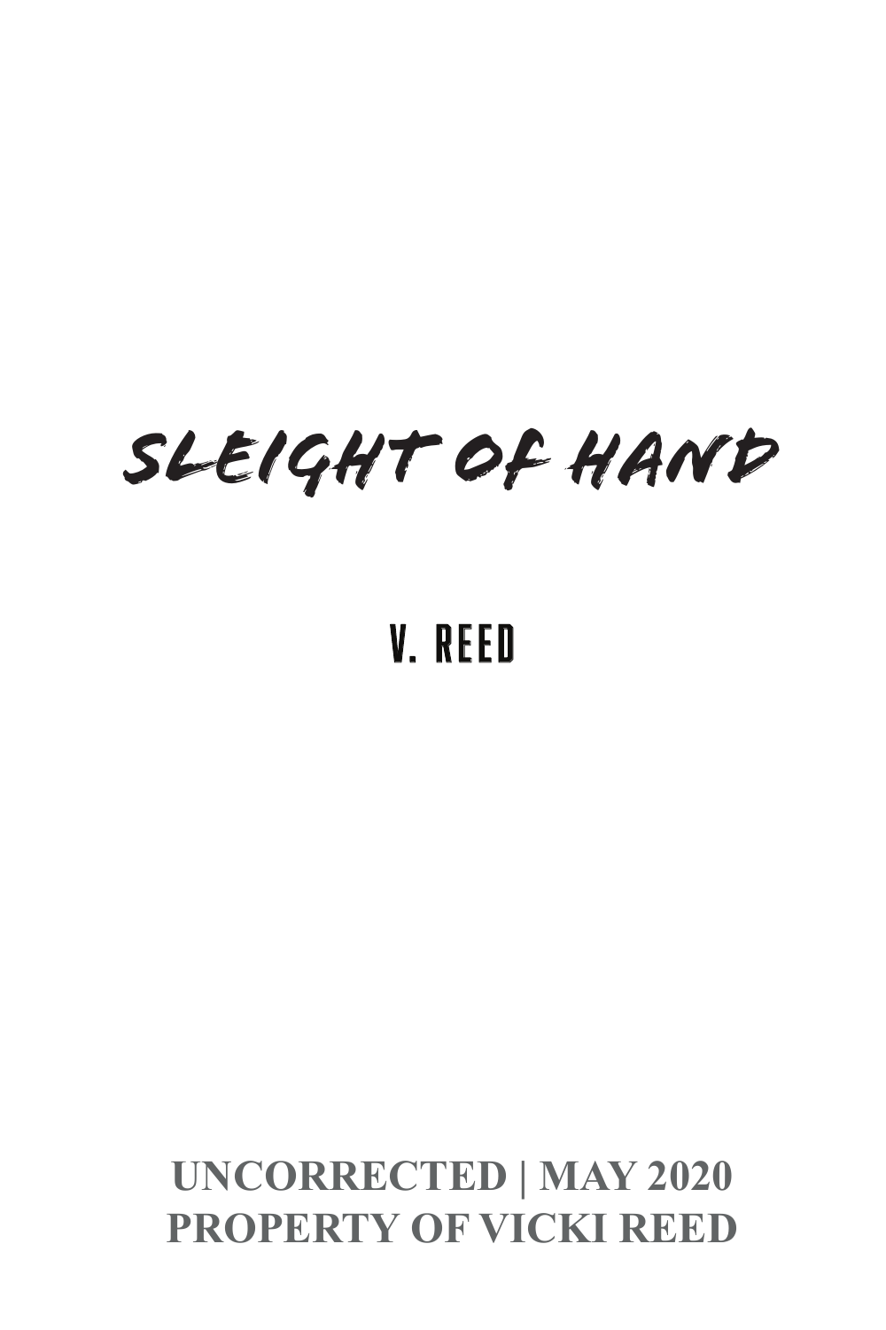# SLEIGHT OF HAND

## V. REED

**UNCORRECTED | MAY 2020**
**PROPERTY OF VICKI REED**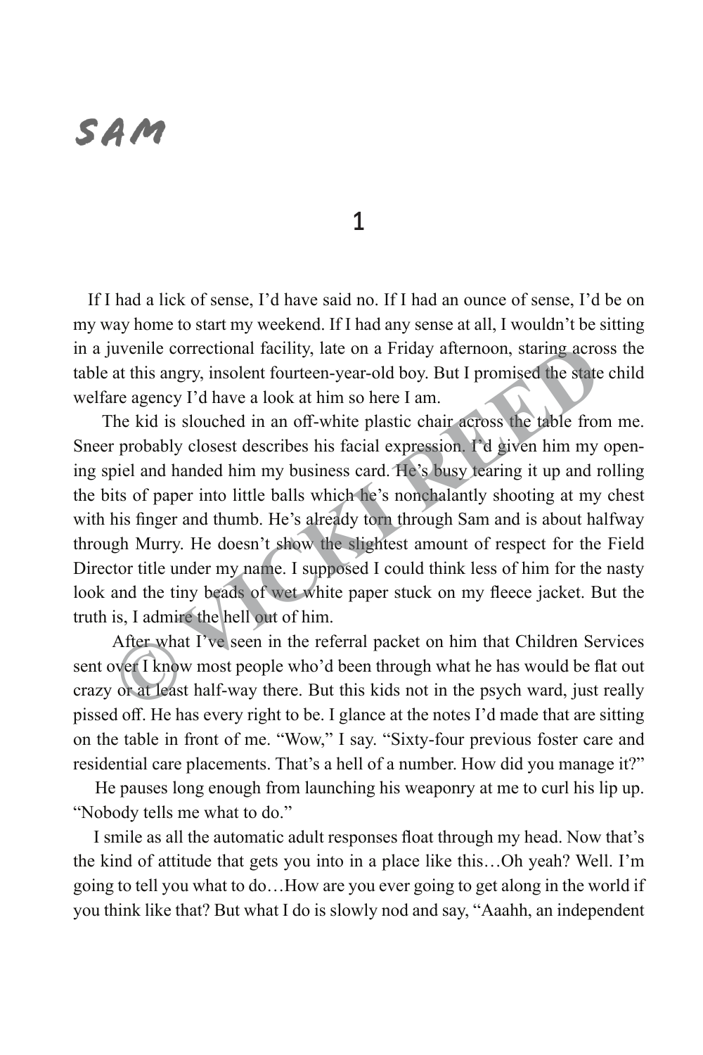# SAM

## 1

If I had a lick of sense, I'd have said no. If I had an ounce of sense, I'd be on my way home to start my weekend. If I had any sense at all, I wouldn't be sitting in a juvenile correctional facility, late on a Friday afternoon, staring across the table at this angry, insolent fourteen-year-old boy. But I promised the state child welfare agency I'd have a look at him so here I am.

The kid is slouched in an off-white plastic chair across the table from me. Sneer probably closest describes his facial expression. I'd given him my opening spiel and handed him my business card. He's busy tearing it up and rolling the bits of paper into little balls which he's nonchalantly shooting at my chest with his finger and thumb. He's already torn through Sam and is about halfway through Murry. He doesn't show the slightest amount of respect for the Field Director title under my name. I supposed I could think less of him for the nasty look and the tiny beads of wet white paper stuck on my fleece jacket. But the truth is, I admire the hell out of him.

After what I've seen in the referral packet on him that Children Services sent over I know most people who'd been through what he has would be flat out crazy or at least half-way there. But this kids not in the psych ward, just really pissed off. He has every right to be. I glance at the notes I'd made that are sitting on the table in front of me. "Wow," I say. "Sixty-four previous foster care and residential care placements. That's a hell of a number. How did you manage it?"

He pauses long enough from launching his weaponry at me to curl his lip up. "Nobody tells me what to do."

I smile as all the automatic adult responses float through my head. Now that's the kind of attitude that gets you into in a place like this…Oh yeah? Well. I'm going to tell you what to do…How are you ever going to get along in the world if you think like that? But what I do is slowly nod and say, "Aaahh, an independent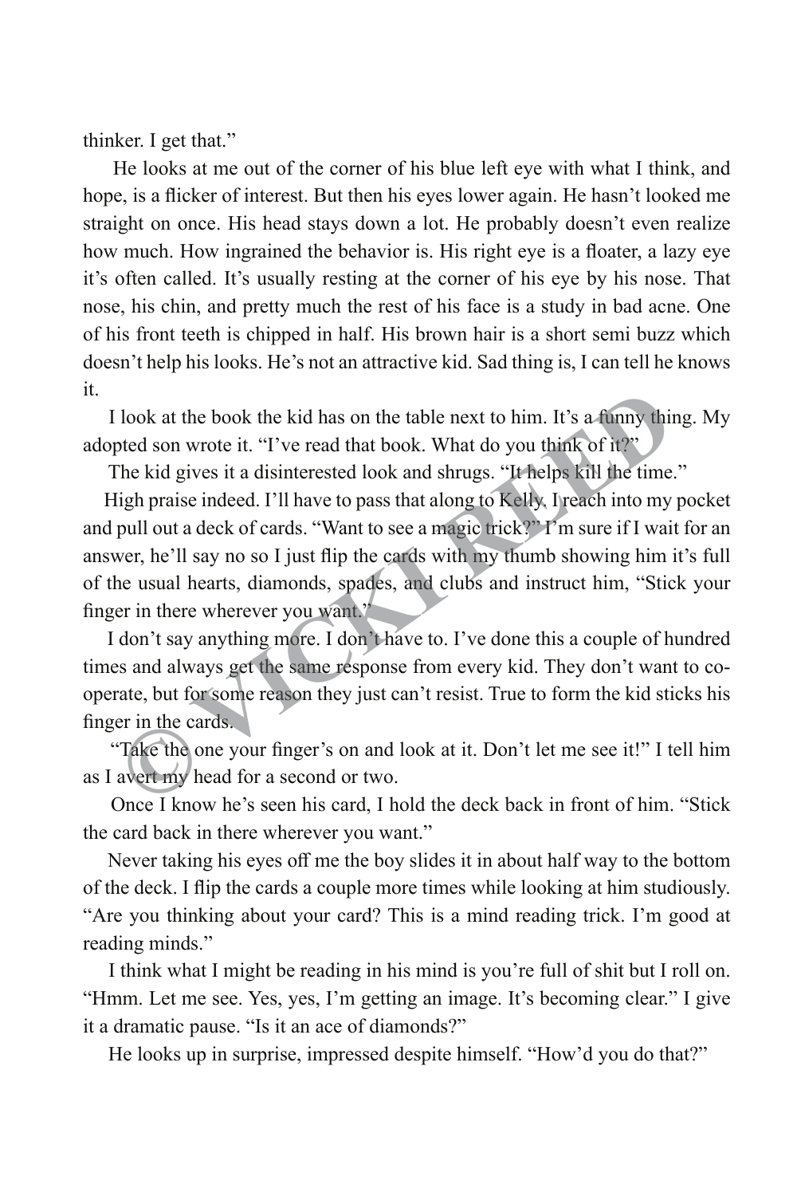thinker. I get that."

He looks at me out of the corner of his blue left eye with what I think, and hope, is a flicker of interest. But then his eyes lower again. He hasn't looked me straight on once. His head stays down a lot. He probably doesn't even realize how much. How ingrained the behavior is. His right eye is a floater, a lazy eye it's often called. It's usually resting at the corner of his eye by his nose. That nose, his chin, and pretty much the rest of his face is a study in bad acne. One of his front teeth is chipped in half. His brown hair is a short semi buzz which doesn't help his looks. He's not an attractive kid. Sad thing is, I can tell he knows it.

I look at the book the kid has on the table next to him. It's a funny thing. My adopted son wrote it. "I've read that book. What do you think of it?"

The kid gives it a disinterested look and shrugs. "It helps kill the time."

High praise indeed. I'll have to pass that along to Kelly. I reach into my pocket and pull out a deck of cards. "Want to see a magic trick?" I'm sure if I wait for an answer, he'll say no so I just flip the cards with my thumb showing him it's full of the usual hearts, diamonds, spades, and clubs and instruct him, "Stick your finger in there wherever you want."

I don't say anything more. I don't have to. I've done this a couple of hundred times and always get the same response from every kid. They don't want to co-operate, but for some reason they just can't resist. True to form the kid sticks his finger in the cards.

"Take the one your finger's on and look at it. Don't let me see it!" I tell him as I avert my head for a second or two.

Once I know he's seen his card, I hold the deck back in front of him. "Stick the card back in there wherever you want."

Never taking his eyes off me the boy slides it in about half way to the bottom of the deck. I flip the cards a couple more times while looking at him studiously. "Are you thinking about your card? This is a mind reading trick. I'm good at reading minds."

I think what I might be reading in his mind is you're full of shit but I roll on. "Hmm. Let me see. Yes, yes, I'm getting an image. It's becoming clear." I give it a dramatic pause. "Is it an ace of diamonds?"

He looks up in surprise, impressed despite himself. "How'd you do that?"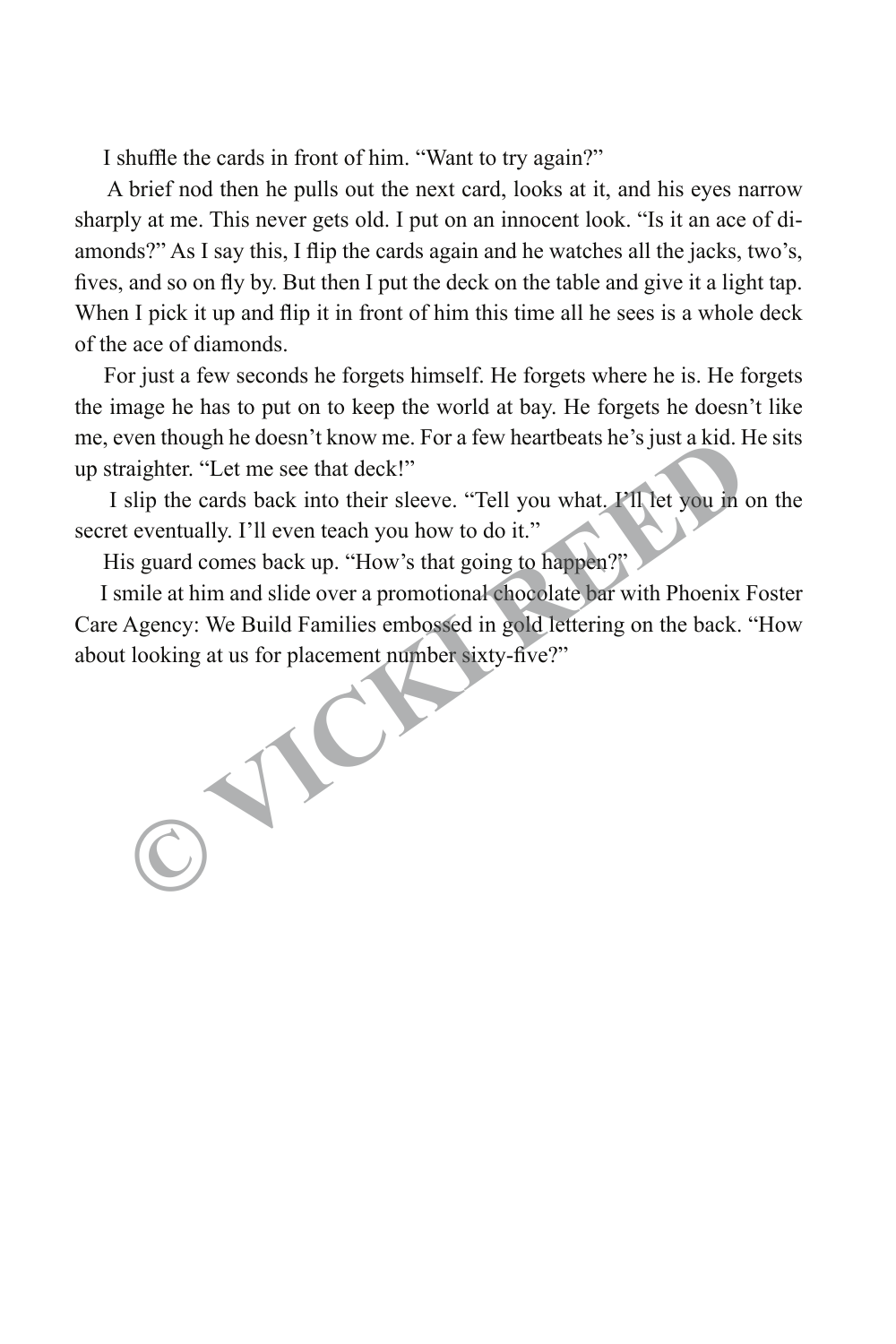I shuffle the cards in front of him. "Want to try again?"

A brief nod then he pulls out the next card, looks at it, and his eyes narrow sharply at me. This never gets old. I put on an innocent look. "Is it an ace of diamonds?" As I say this, I flip the cards again and he watches all the jacks, two's, fives, and so on fly by. But then I put the deck on the table and give it a light tap. When I pick it up and flip it in front of him this time all he sees is a whole deck of the ace of diamonds.

For just a few seconds he forgets himself. He forgets where he is. He forgets the image he has to put on to keep the world at bay. He forgets he doesn't like me, even though he doesn't know me. For a few heartbeats he's just a kid. He sits up straighter. "Let me see that deck!"

I slip the cards back into their sleeve. "Tell you what. I'll let you in on the secret eventually. I'll even teach you how to do it."

His guard comes back up. "How's that going to happen?"

I smile at him and slide over a promotional chocolate bar with Phoenix Foster Care Agency: We Build Families embossed in gold lettering on the back. "How about looking at us for placement number sixty-five?"